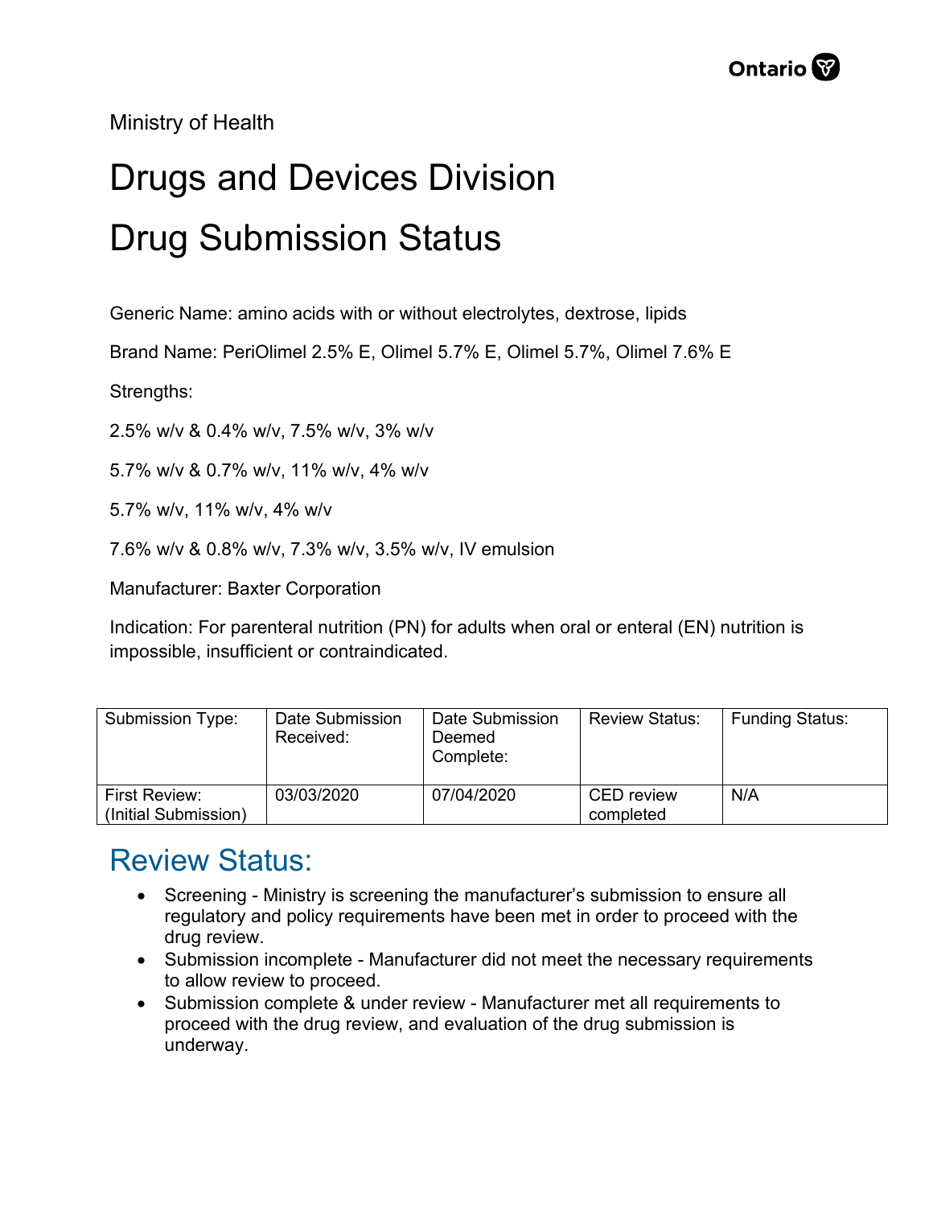Ministry of Health

# Drugs and Devices Division

# Drug Submission Status

Generic Name: amino acids with or without electrolytes, dextrose, lipids

Brand Name: PeriOlimel 2.5% E, Olimel 5.7% E, Olimel 5.7%, Olimel 7.6% E

Strengths:

2.5% w/v & 0.4% w/v, 7.5% w/v, 3% w/v

5.7% w/v & 0.7% w/v, 11% w/v, 4% w/v

5.7% w/v, 11% w/v, 4% w/v

7.6% w/v & 0.8% w/v, 7.3% w/v, 3.5% w/v, IV emulsion

Manufacturer: Baxter Corporation

Indication: For parenteral nutrition (PN) for adults when oral or enteral (EN) nutrition is impossible, insufficient or contraindicated.

| Submission Type: | Date Submission Received: | Date Submission Deemed Complete: | Review Status: | Funding Status: |
|---|---|---|---|---|
| First Review: (Initial Submission) | 03/03/2020 | 07/04/2020 | CED review completed | N/A |

## Review Status:

- Screening - Ministry is screening the manufacturer's submission to ensure all regulatory and policy requirements have been met in order to proceed with the drug review.
- Submission incomplete - Manufacturer did not meet the necessary requirements to allow review to proceed.
- Submission complete & under review - Manufacturer met all requirements to proceed with the drug review, and evaluation of the drug submission is underway.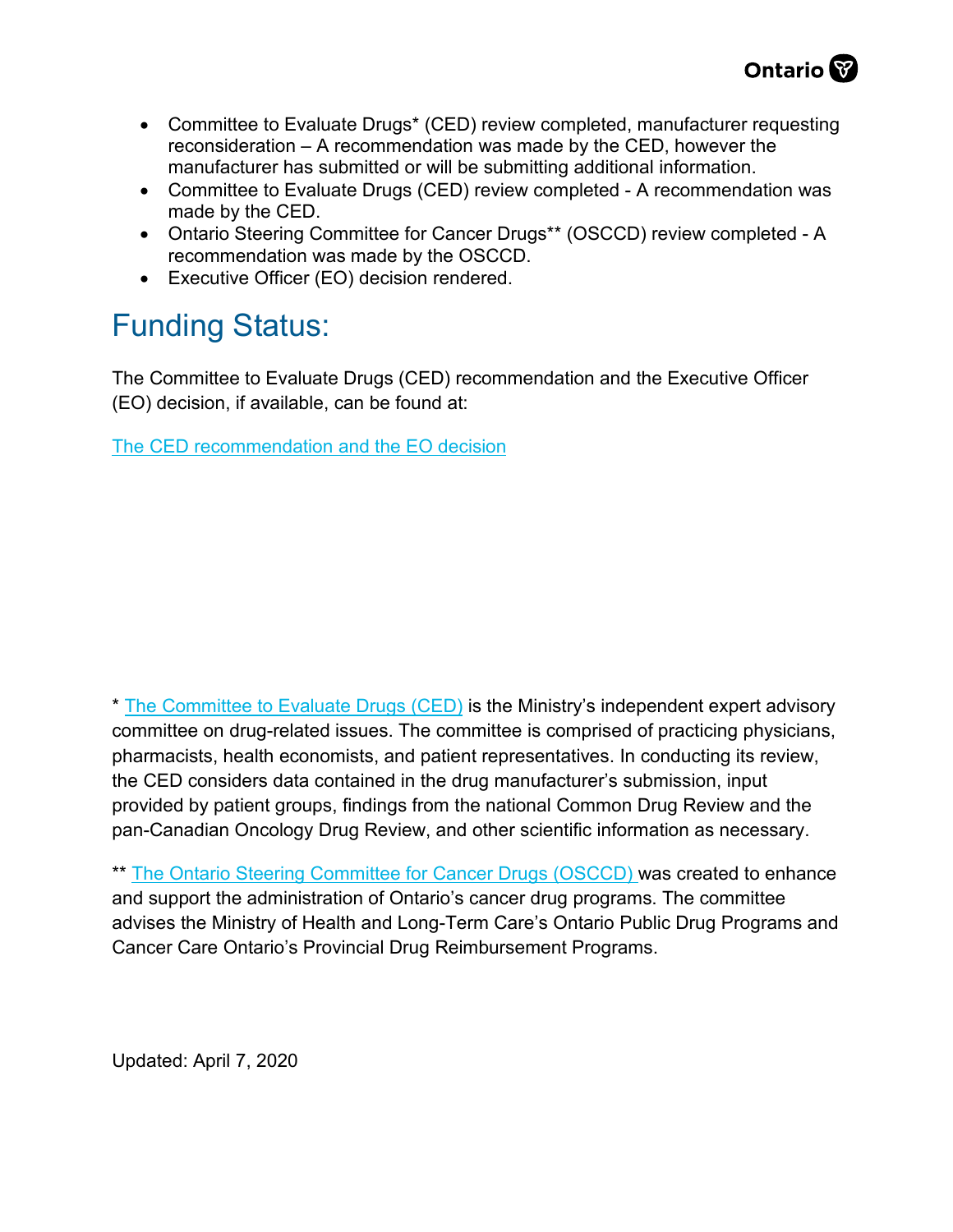- Committee to Evaluate Drugs* (CED) review completed, manufacturer requesting reconsideration – A recommendation was made by the CED, however the manufacturer has submitted or will be submitting additional information.
- Committee to Evaluate Drugs (CED) review completed - A recommendation was made by the CED.
- Ontario Steering Committee for Cancer Drugs** (OSCCD) review completed - A recommendation was made by the OSCCD.
- Executive Officer (EO) decision rendered.

## Funding Status:

The Committee to Evaluate Drugs (CED) recommendation and the Executive Officer (EO) decision, if available, can be found at:

The CED recommendation and the EO decision

* The Committee to Evaluate Drugs (CED) is the Ministry's independent expert advisory committee on drug-related issues. The committee is comprised of practicing physicians, pharmacists, health economists, and patient representatives. In conducting its review, the CED considers data contained in the drug manufacturer's submission, input provided by patient groups, findings from the national Common Drug Review and the pan-Canadian Oncology Drug Review, and other scientific information as necessary.

** The Ontario Steering Committee for Cancer Drugs (OSCCD) was created to enhance and support the administration of Ontario's cancer drug programs. The committee advises the Ministry of Health and Long-Term Care's Ontario Public Drug Programs and Cancer Care Ontario's Provincial Drug Reimbursement Programs.

Updated: April 7, 2020